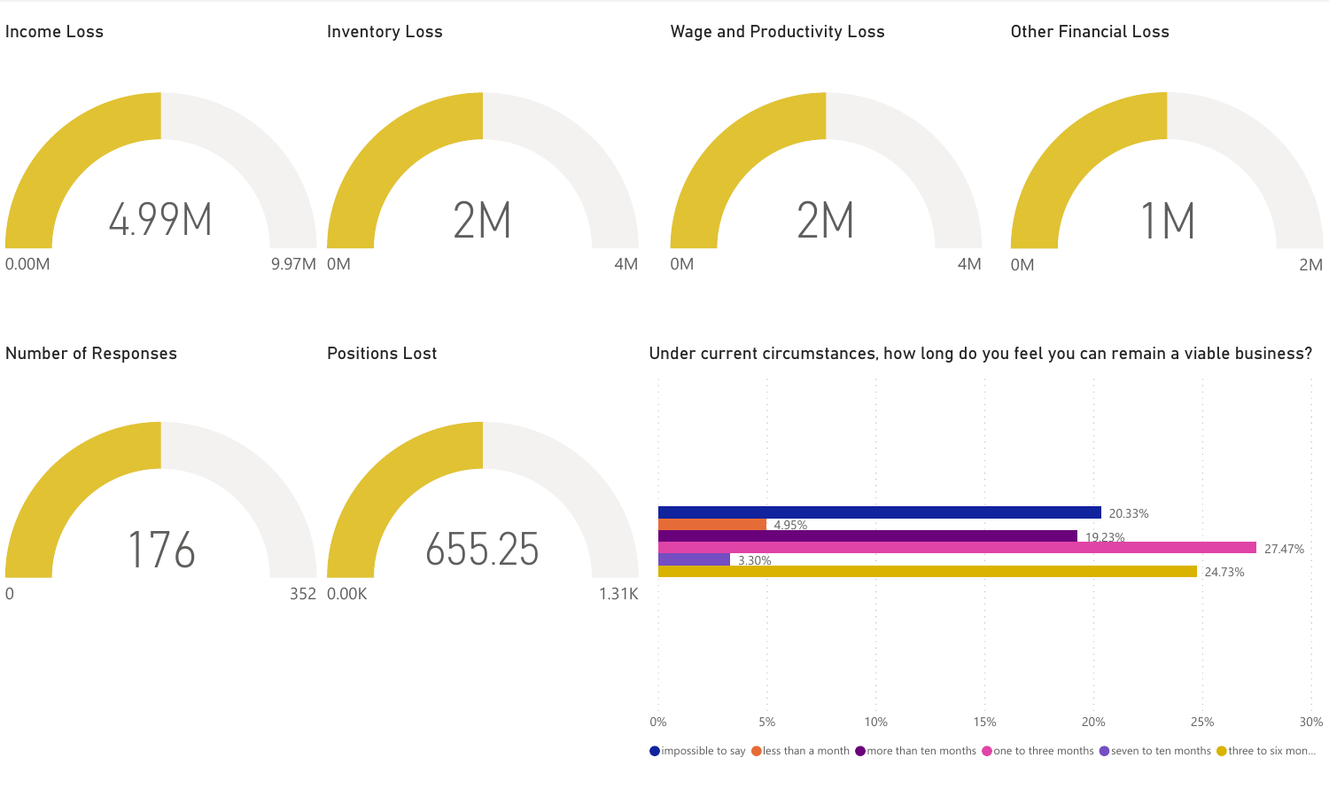## Income Loss

4.99M

0.00M

9.97M

## Inventory Loss

2M

0M

4M

## Wage and Productivity Loss

2M

0M

4M

## Other Financial Loss

1M

0M

2M

## Number of Responses

176

0

352

## Positions Lost

655.25

0.00K

1.31K

## Under current circumstances, how long do you feel you can remain a viable business?

20.33%

4.95%

19.23%

27.47%

3.30%

24.73%

0%
5%
10%
15%
20%
25%
30%

impossible to say
less than a month
more than ten months
one to three months
seven to ten months
three to six mon...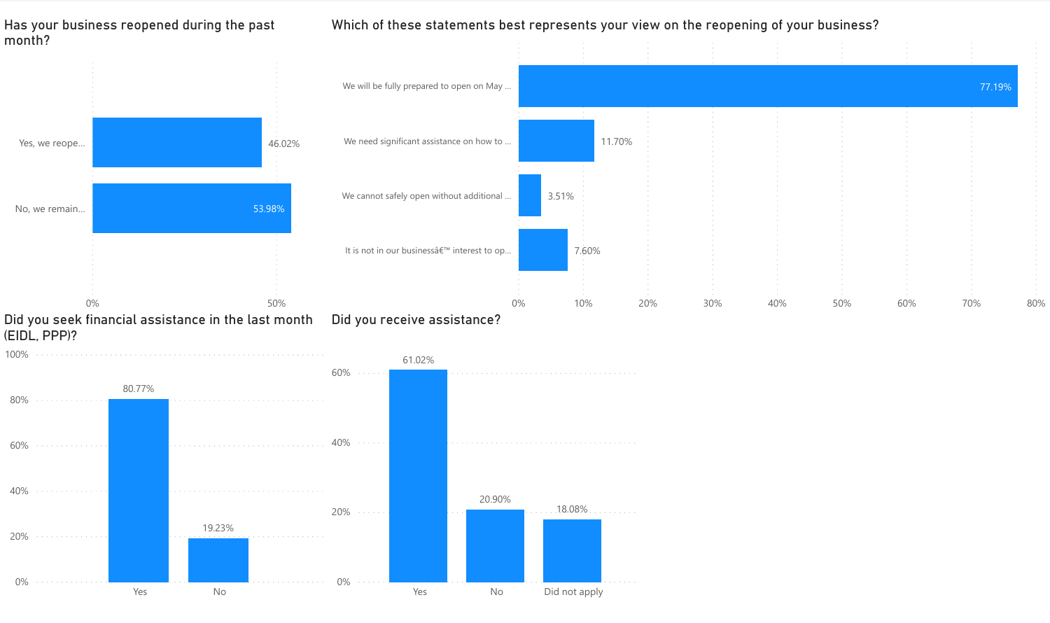## Has your business reopened during the past month?

Yes, we reope... 46.02%

No, we remain... 53.98%

0%
50%

## Which of these statements best represents your view on the reopening of your business?

We will be fully prepared to open on May ... 77.19%

We need significant assistance on how to ... 11.70%

We cannot safely open without additional ... 3.51%

It is not in our businessâ€™ interest to op... 7.60%

0%
10%
20%
30%
40%
50%
60%
70%
80%

## Did you seek financial assistance in the last month (EIDL, PPP)?

100%
80%
60%
40%
20%
0%

Yes 80.77%

No 19.23%

## Did you receive assistance?

60%
40%
20%
0%

Yes 61.02%

No 20.90%

Did not apply 18.08%